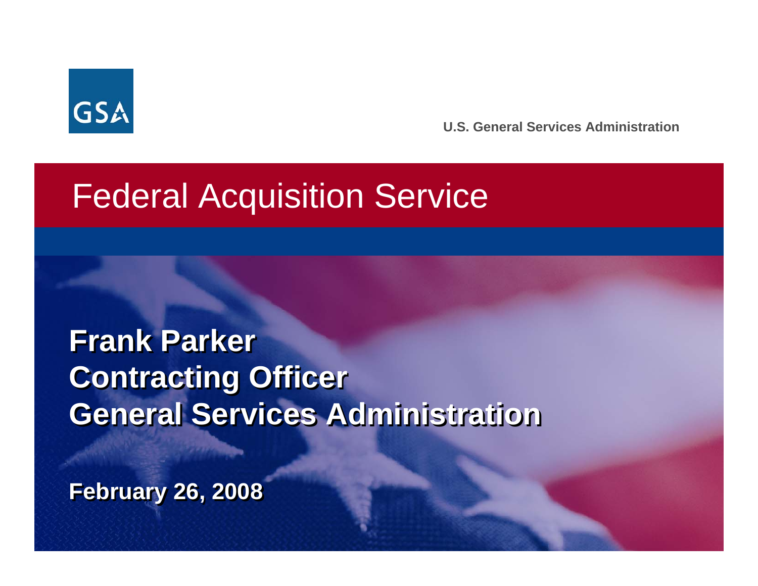GSA

U.S. General Services Administration

# Federal Acquisition Service

**Frank Parker**
**Contracting Officer**
**General Services Administration**

**February 26, 2008**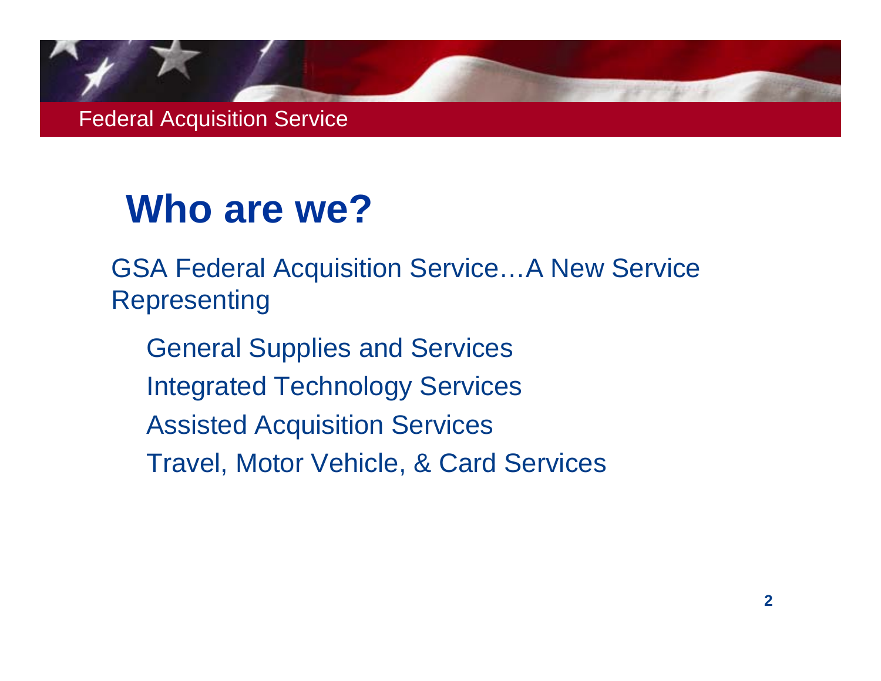# Who are we?

GSA Federal Acquisition Service…A New Service Representing

- General Supplies and Services
- Integrated Technology Services
- Assisted Acquisition Services
- Travel, Motor Vehicle, & Card Services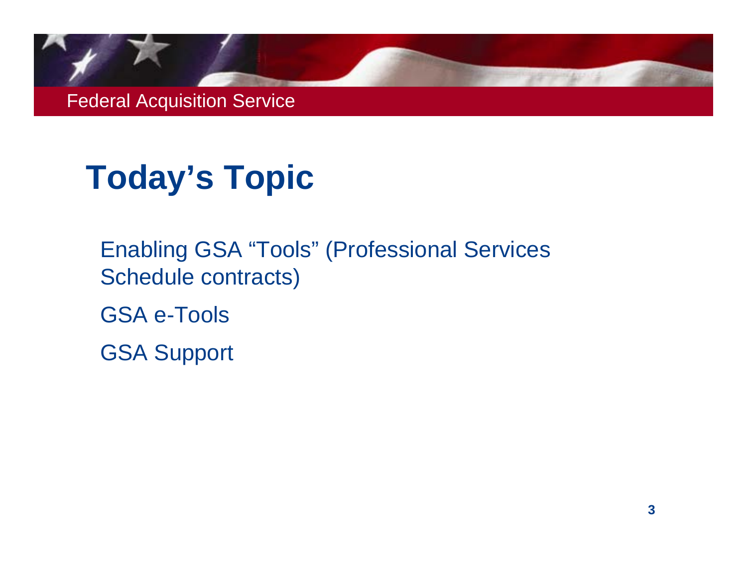# Today's Topic

Enabling GSA "Tools" (Professional Services Schedule contracts)

GSA e-Tools

GSA Support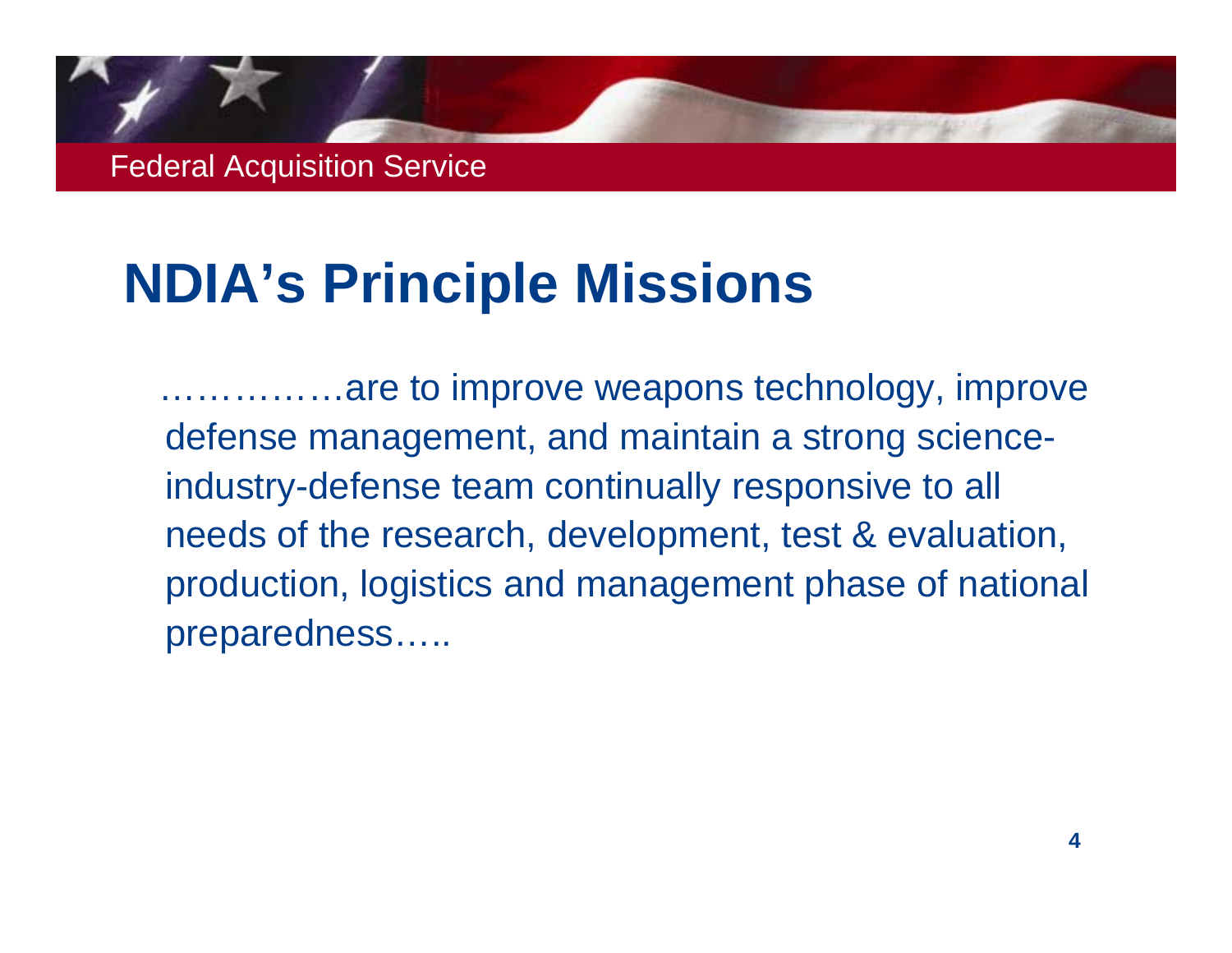# NDIA's Principle Missions

……………are to improve weapons technology, improve defense management, and maintain a strong science-industry-defense team continually responsive to all needs of the research, development, test & evaluation, production, logistics and management phase of national preparedness…..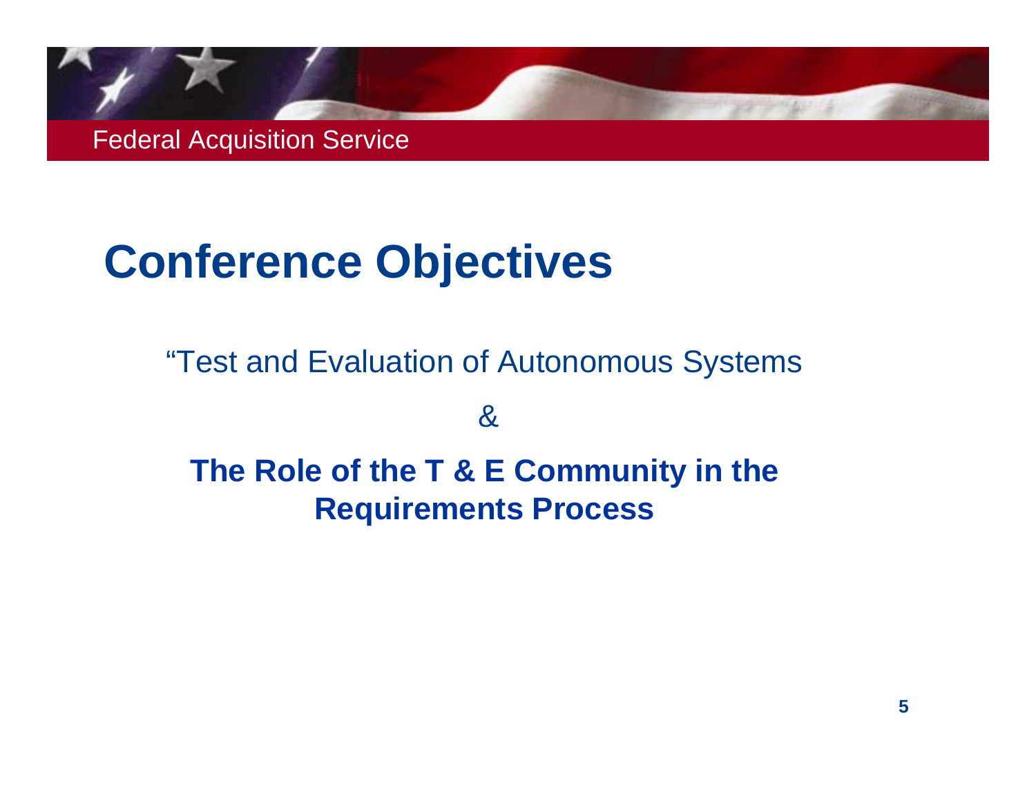# Conference Objectives

"Test and Evaluation of Autonomous Systems

&

**The Role of the T & E Community in the Requirements Process**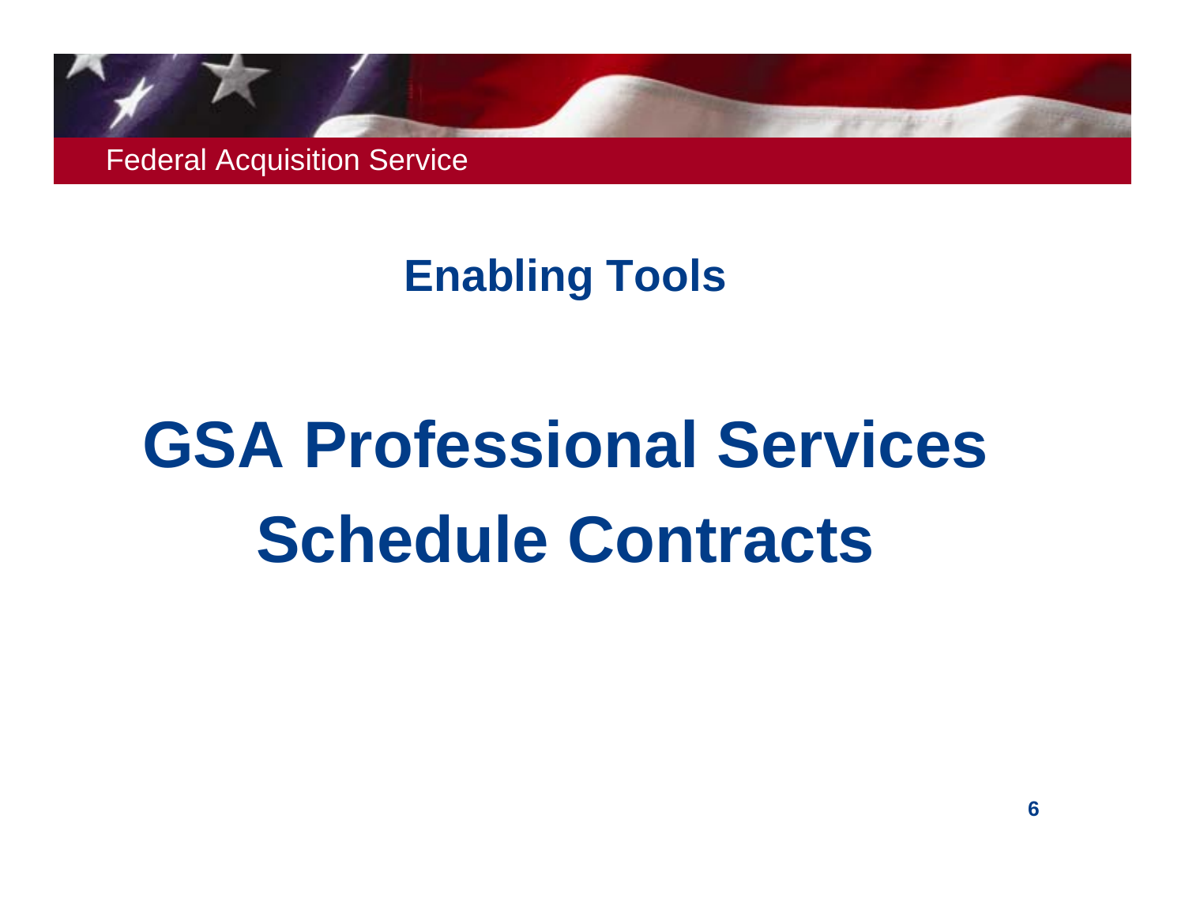## Enabling Tools

# GSA Professional Services Schedule Contracts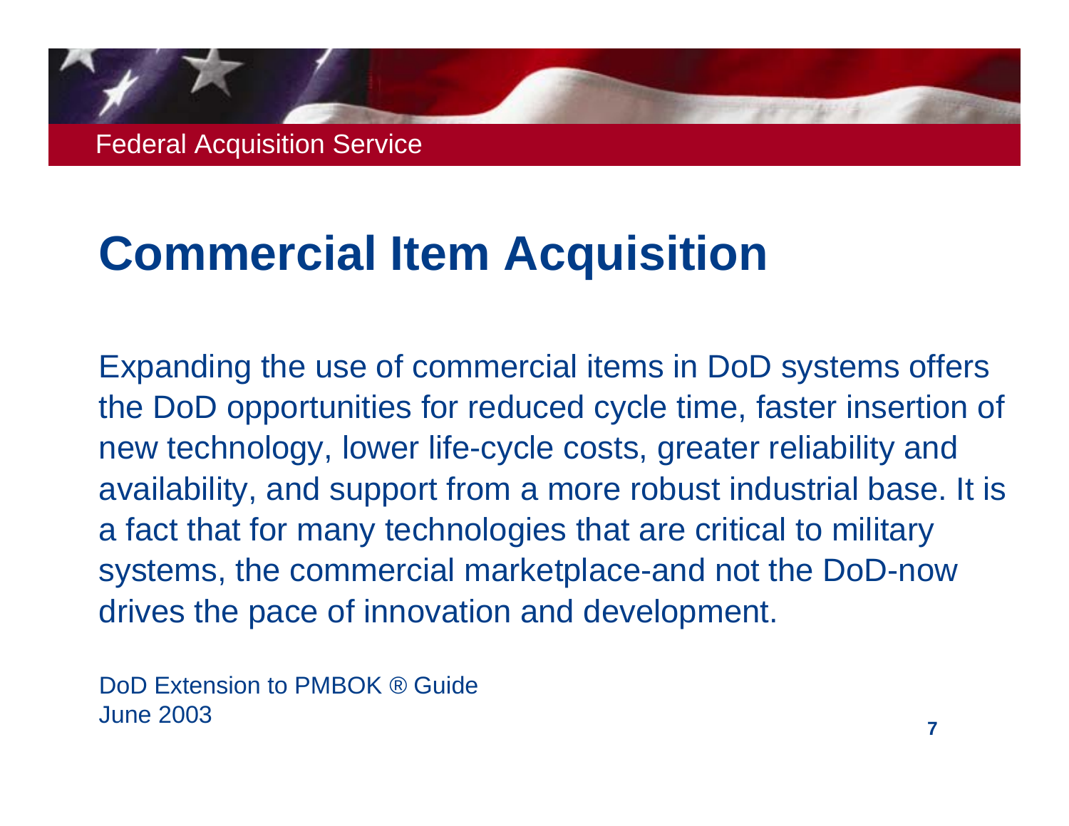# Commercial Item Acquisition

Expanding the use of commercial items in DoD systems offers the DoD opportunities for reduced cycle time, faster insertion of new technology, lower life-cycle costs, greater reliability and availability, and support from a more robust industrial base. It is a fact that for many technologies that are critical to military systems, the commercial marketplace-and not the DoD-now drives the pace of innovation and development.

DoD Extension to PMBOK ® Guide
June 2003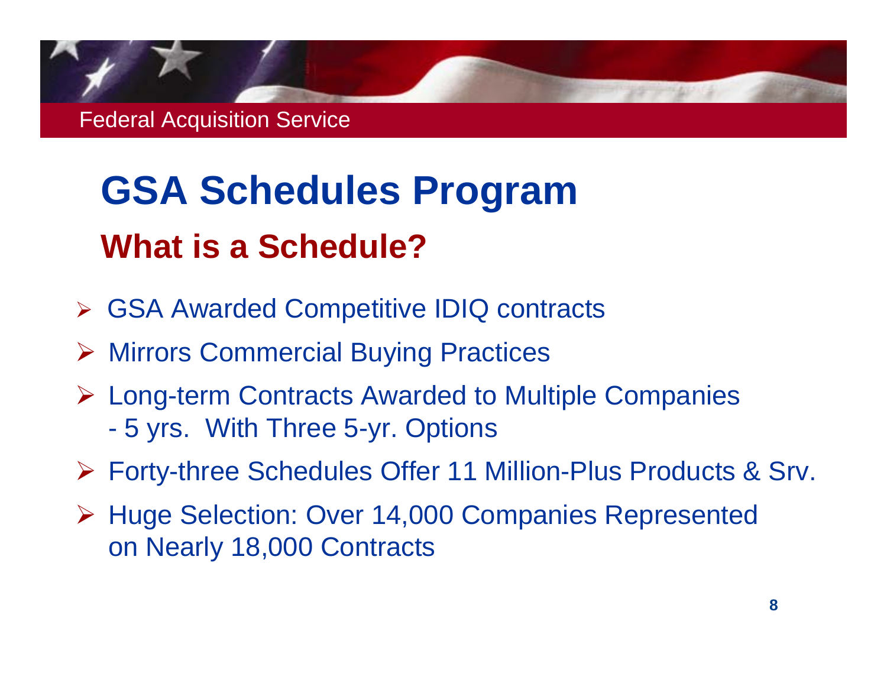# GSA Schedules Program

## What is a Schedule?

- GSA Awarded Competitive IDIQ contracts
- Mirrors Commercial Buying Practices
- Long-term Contracts Awarded to Multiple Companies
  - 5 yrs. With Three 5-yr. Options
- Forty-three Schedules Offer 11 Million-Plus Products & Srv.
- Huge Selection: Over 14,000 Companies Represented on Nearly 18,000 Contracts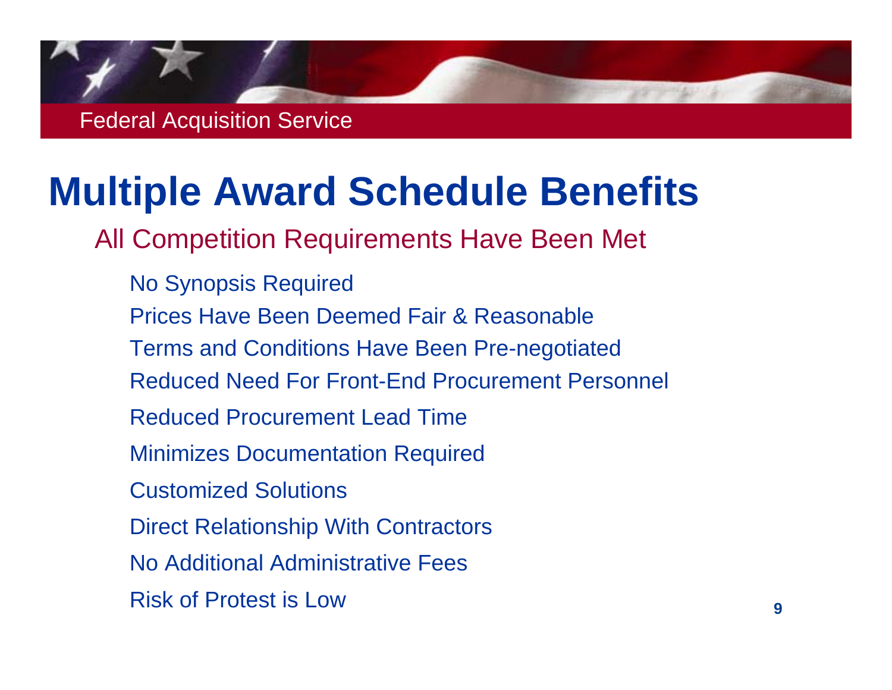# Multiple Award Schedule Benefits

## All Competition Requirements Have Been Met

- No Synopsis Required
- Prices Have Been Deemed Fair & Reasonable
- Terms and Conditions Have Been Pre-negotiated
- Reduced Need For Front-End Procurement Personnel
- Reduced Procurement Lead Time
- Minimizes Documentation Required
- Customized Solutions
- Direct Relationship With Contractors
- No Additional Administrative Fees
- Risk of Protest is Low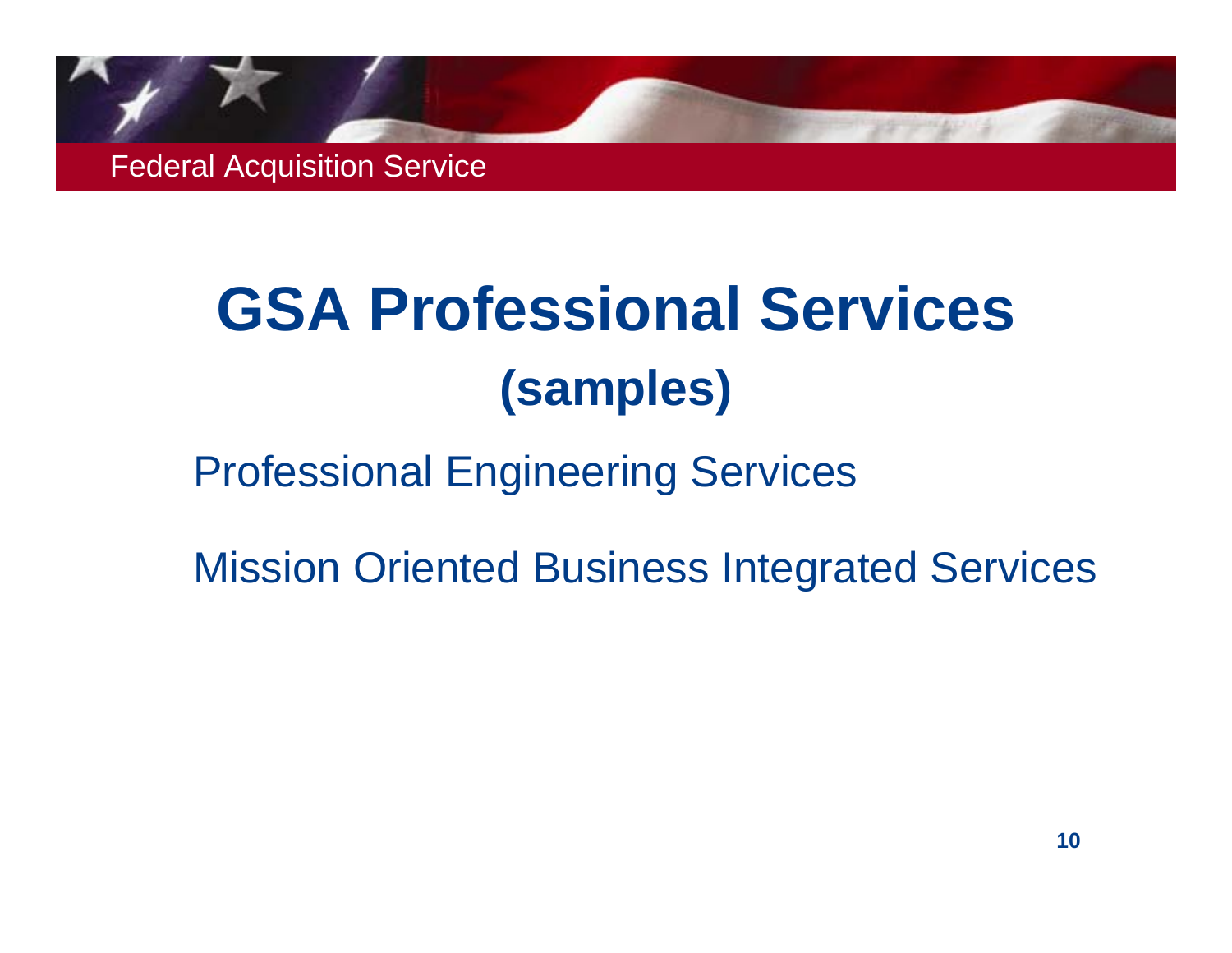# GSA Professional Services

## (samples)

Professional Engineering Services

Mission Oriented Business Integrated Services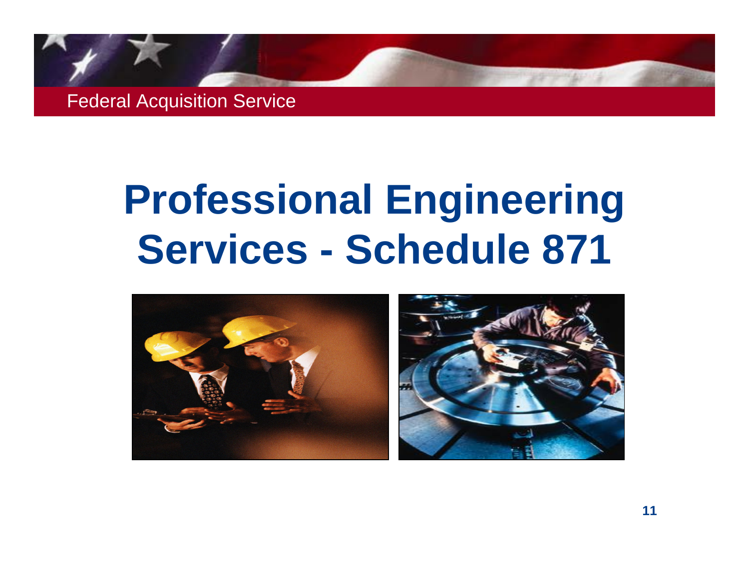# Professional Engineering Services - Schedule 871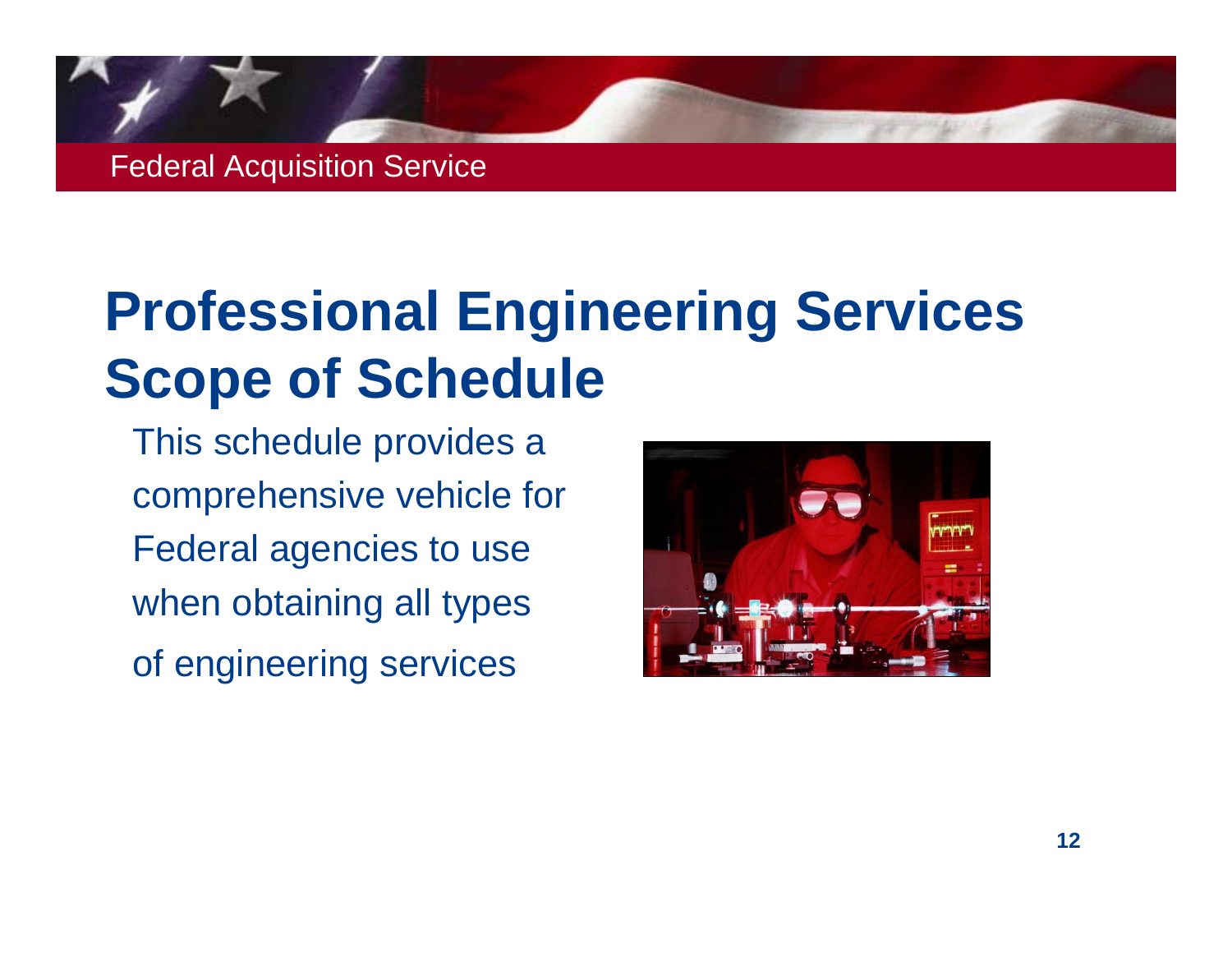# Professional Engineering Services Scope of Schedule

This schedule provides a comprehensive vehicle for Federal agencies to use when obtaining all types of engineering services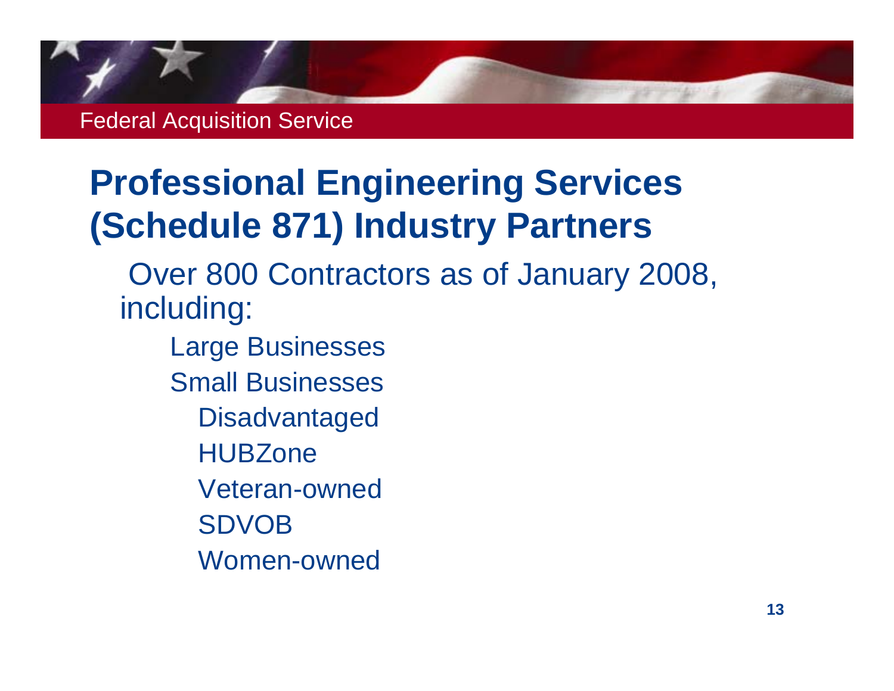# Professional Engineering Services (Schedule 871) Industry Partners

Over 800 Contractors as of January 2008, including:

- Large Businesses
- Small Businesses
  - Disadvantaged
  - HUBZone
  - Veteran-owned
  - SDVOB
  - Women-owned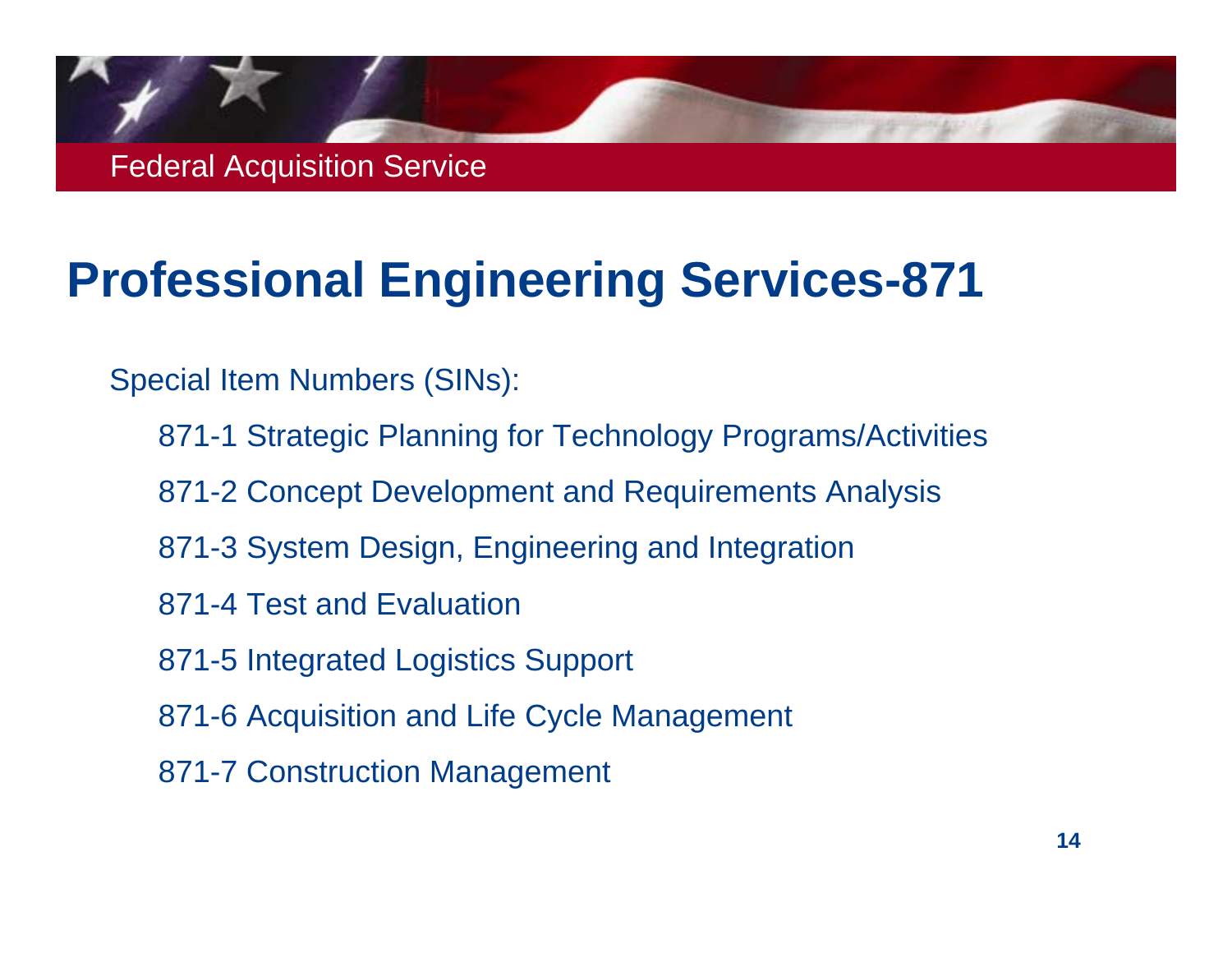# Professional Engineering Services-871

Special Item Numbers (SINs):

- 871-1 Strategic Planning for Technology Programs/Activities
- 871-2 Concept Development and Requirements Analysis
- 871-3 System Design, Engineering and Integration
- 871-4 Test and Evaluation
- 871-5 Integrated Logistics Support
- 871-6 Acquisition and Life Cycle Management
- 871-7 Construction Management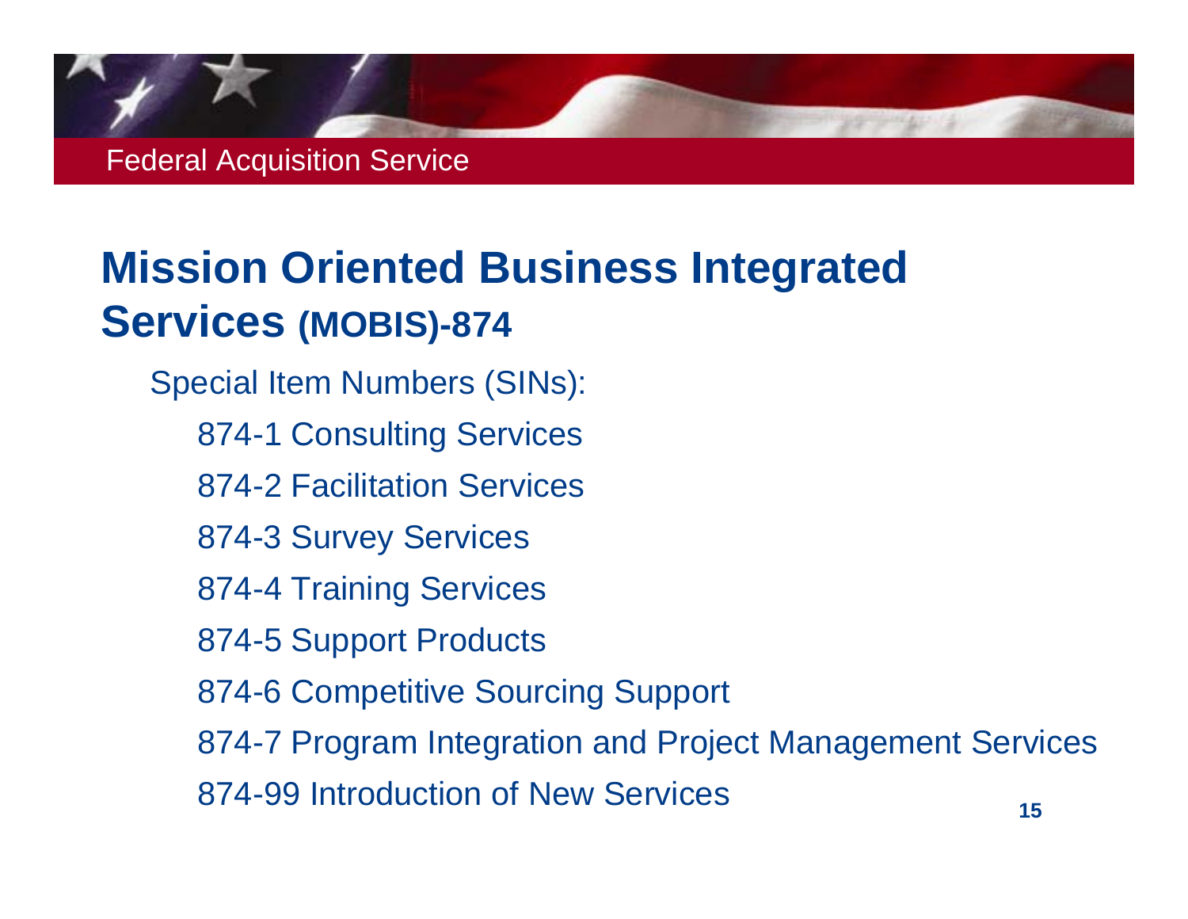# Mission Oriented Business Integrated Services (MOBIS)-874

Special Item Numbers (SINs):

- 874-1 Consulting Services
- 874-2 Facilitation Services
- 874-3 Survey Services
- 874-4 Training Services
- 874-5 Support Products
- 874-6 Competitive Sourcing Support
- 874-7 Program Integration and Project Management Services
- 874-99 Introduction of New Services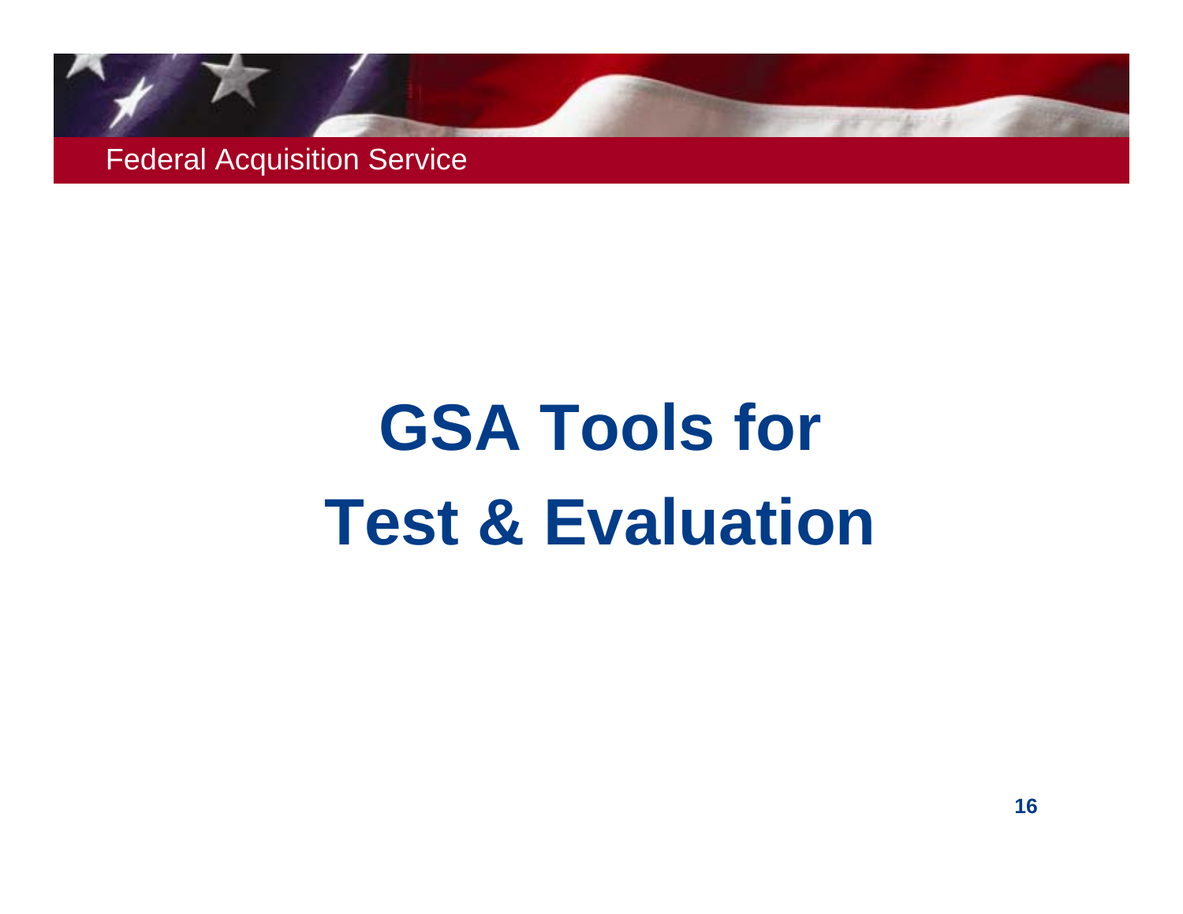# GSA Tools for Test & Evaluation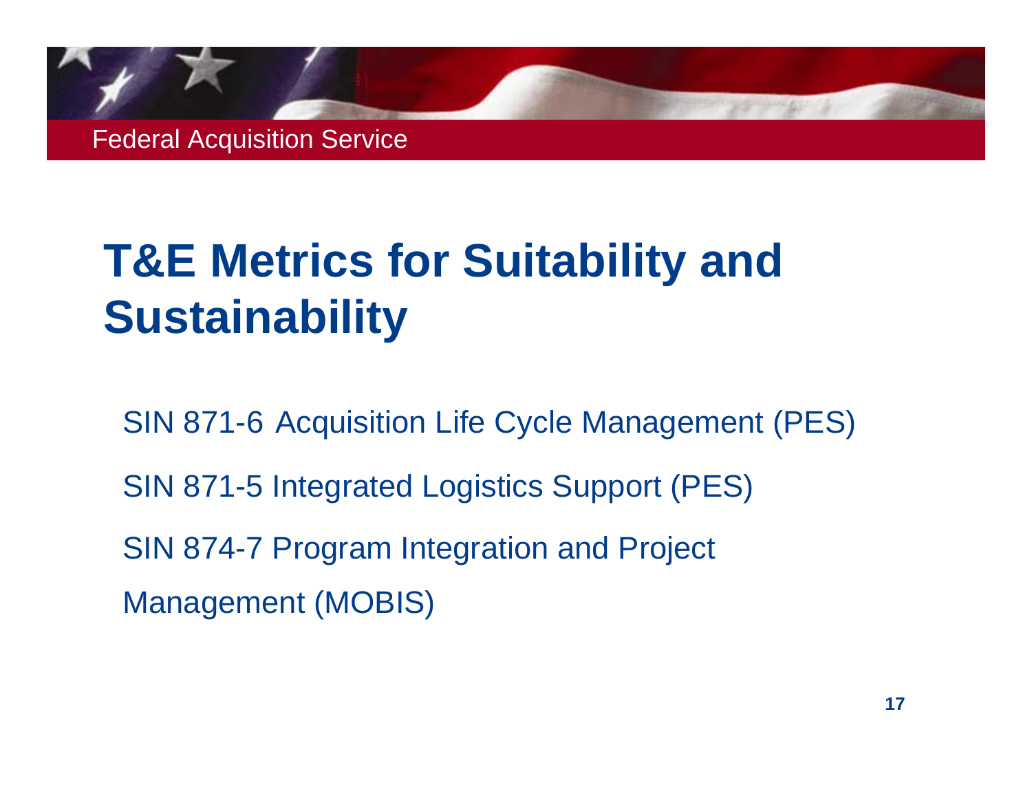# T&E Metrics for Suitability and Sustainability

SIN 871-6 Acquisition Life Cycle Management (PES)

SIN 871-5 Integrated Logistics Support (PES)

SIN 874-7 Program Integration and Project Management (MOBIS)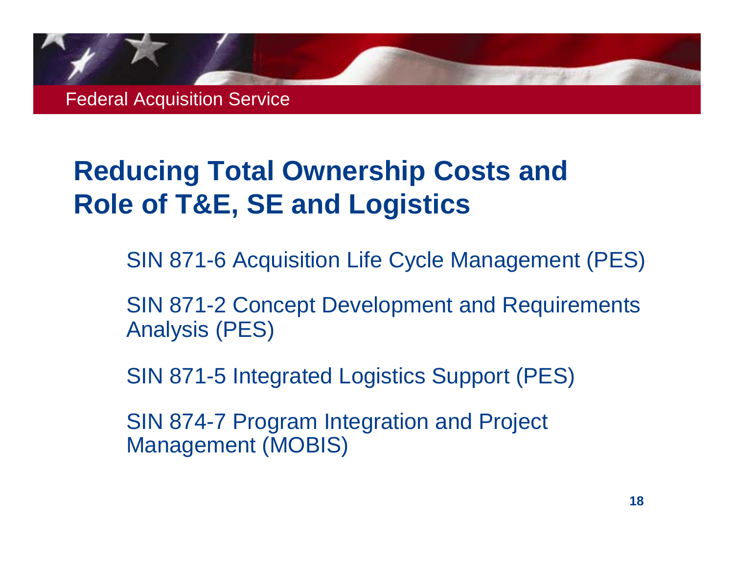# Reducing Total Ownership Costs and Role of T&E, SE and Logistics

SIN 871-6 Acquisition Life Cycle Management (PES)

SIN 871-2 Concept Development and Requirements Analysis (PES)

SIN 871-5 Integrated Logistics Support (PES)

SIN 874-7 Program Integration and Project Management (MOBIS)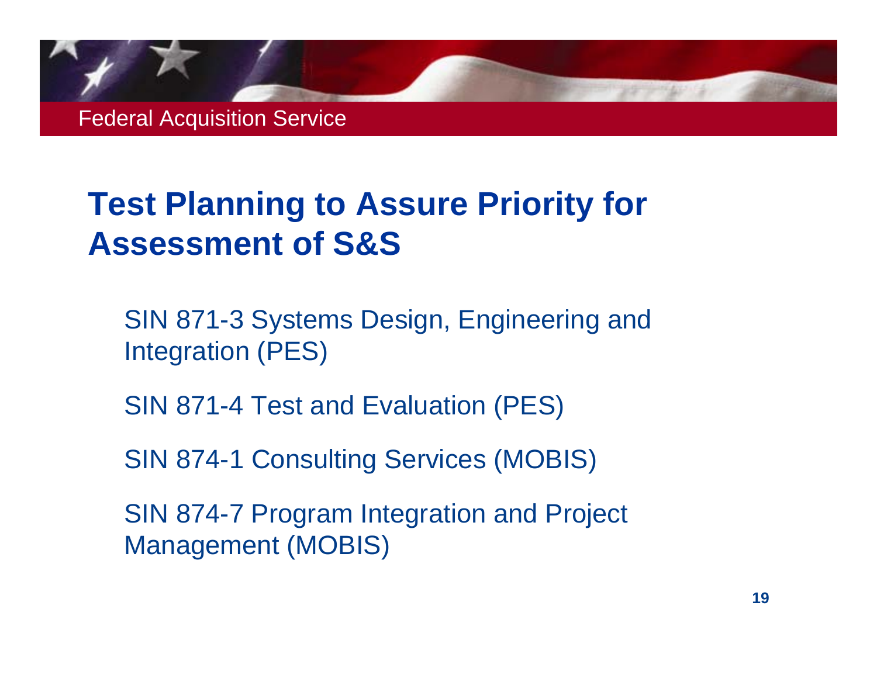Federal Acquisition Service

# Test Planning to Assure Priority for Assessment of S&S

SIN 871-3 Systems Design, Engineering and Integration (PES)

SIN 871-4 Test and Evaluation (PES)

SIN 874-1 Consulting Services (MOBIS)

SIN 874-7 Program Integration and Project Management (MOBIS)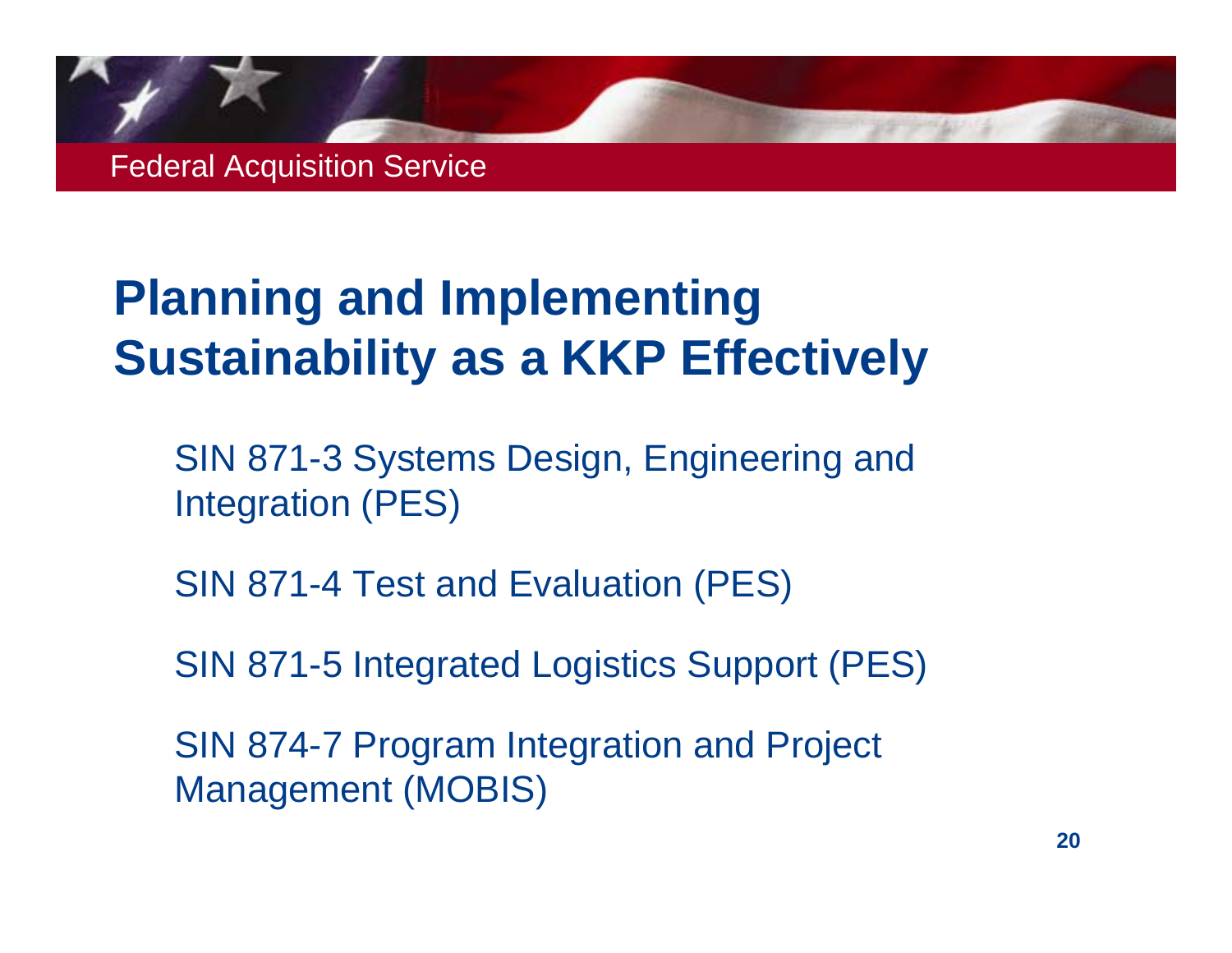# Planning and Implementing Sustainability as a KKP Effectively

SIN 871-3 Systems Design, Engineering and Integration (PES)

SIN 871-4 Test and Evaluation (PES)

SIN 871-5 Integrated Logistics Support (PES)

SIN 874-7 Program Integration and Project Management (MOBIS)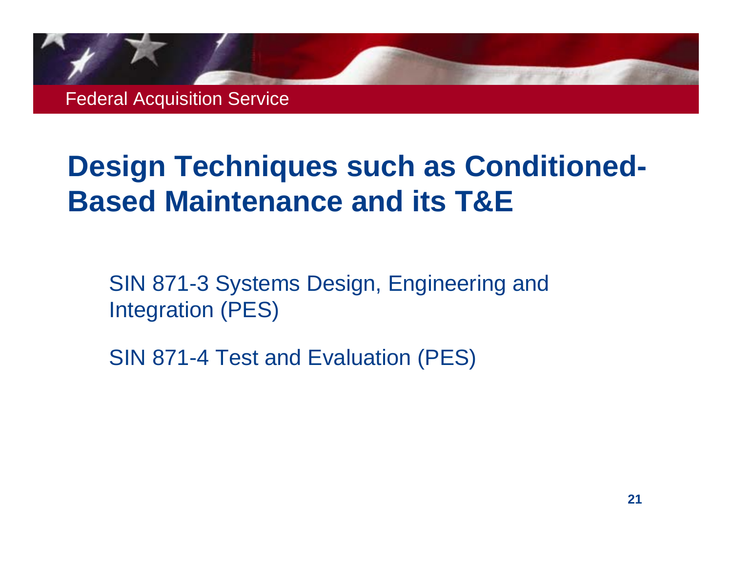# Design Techniques such as Conditioned-Based Maintenance and its T&E

SIN 871-3 Systems Design, Engineering and Integration (PES)

SIN 871-4 Test and Evaluation (PES)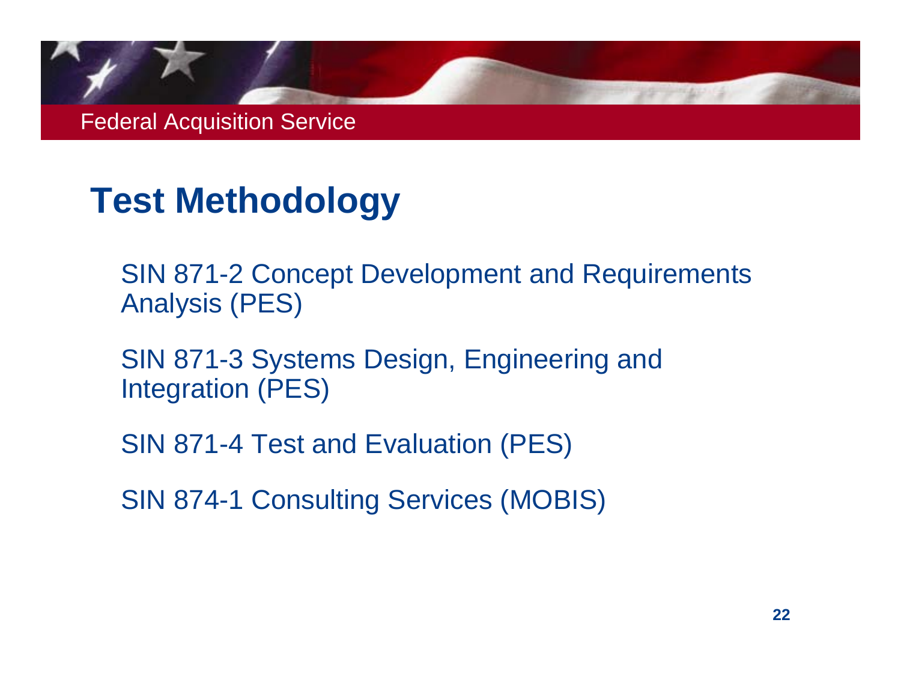# Test Methodology

SIN 871-2 Concept Development and Requirements Analysis (PES)

SIN 871-3 Systems Design, Engineering and Integration (PES)

SIN 871-4 Test and Evaluation (PES)

SIN 874-1 Consulting Services (MOBIS)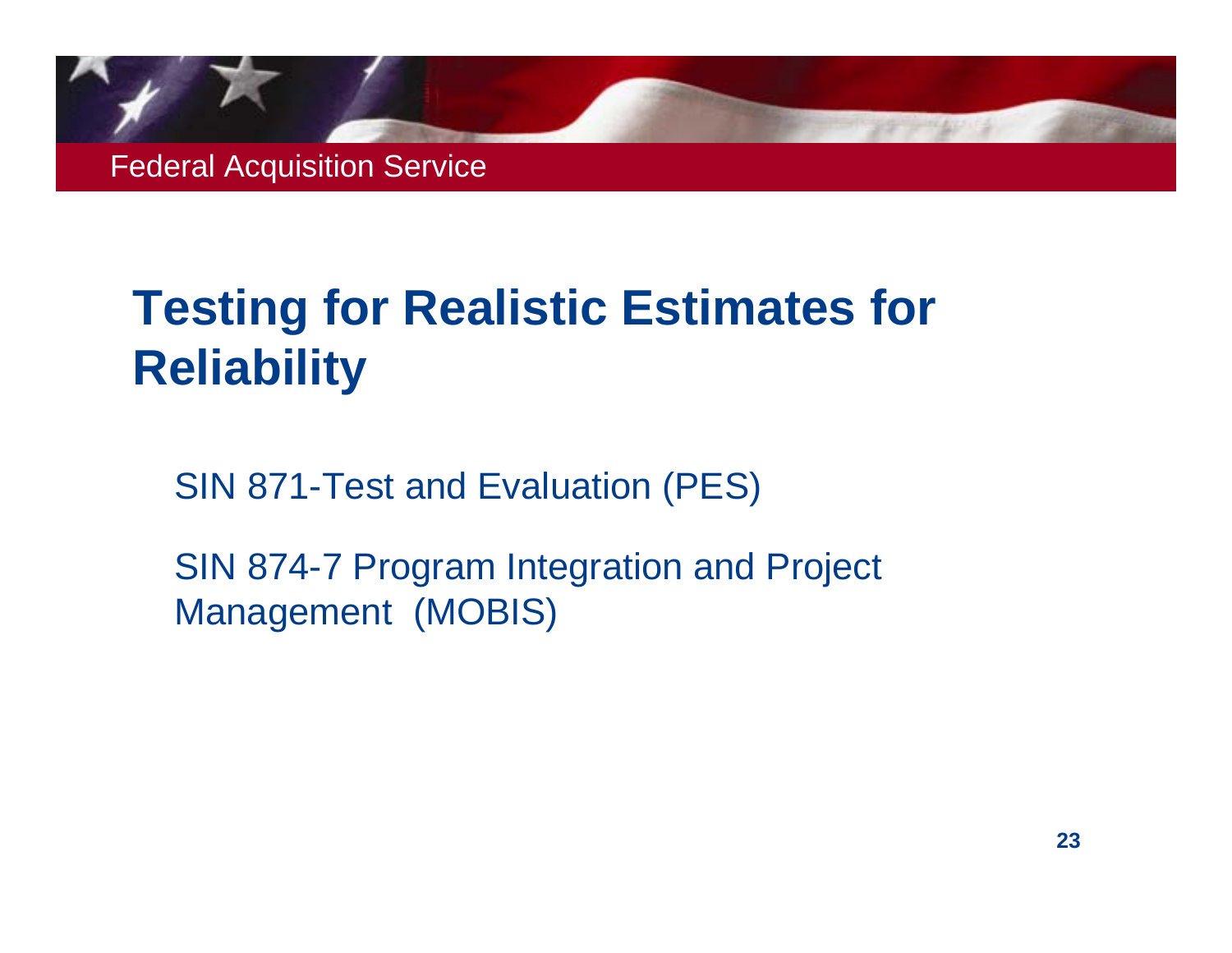# Testing for Realistic Estimates for Reliability

SIN 871-Test and Evaluation (PES)

SIN 874-7 Program Integration and Project Management (MOBIS)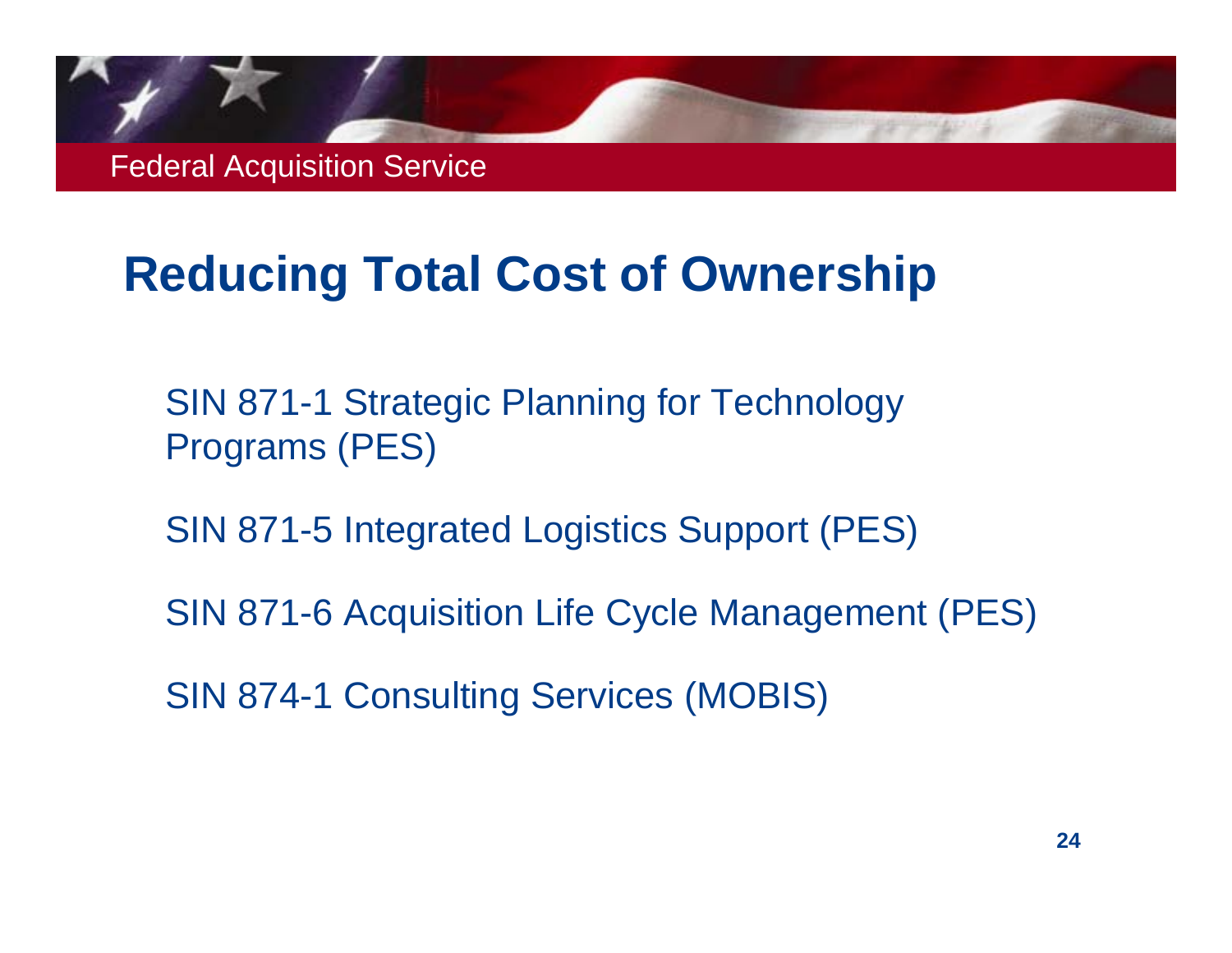# Reducing Total Cost of Ownership

SIN 871-1 Strategic Planning for Technology Programs (PES)

SIN 871-5 Integrated Logistics Support (PES)

SIN 871-6 Acquisition Life Cycle Management (PES)

SIN 874-1 Consulting Services (MOBIS)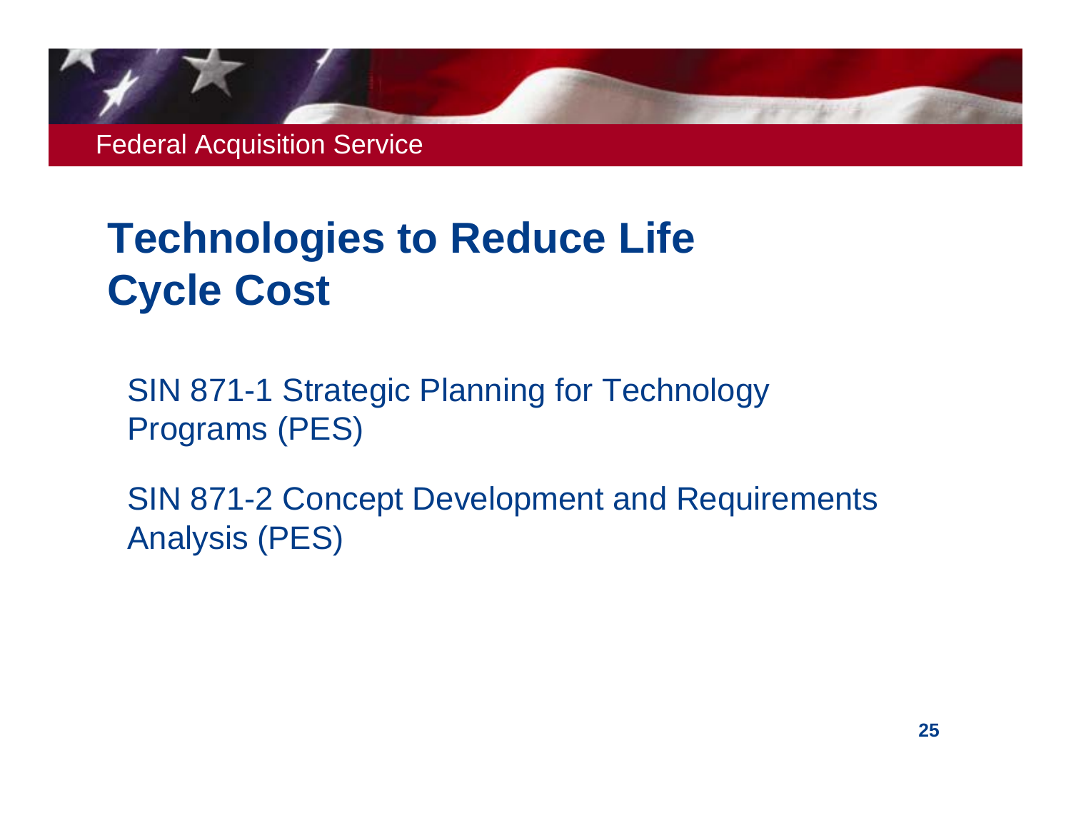# Technologies to Reduce Life Cycle Cost

SIN 871-1 Strategic Planning for Technology Programs (PES)

SIN 871-2 Concept Development and Requirements Analysis (PES)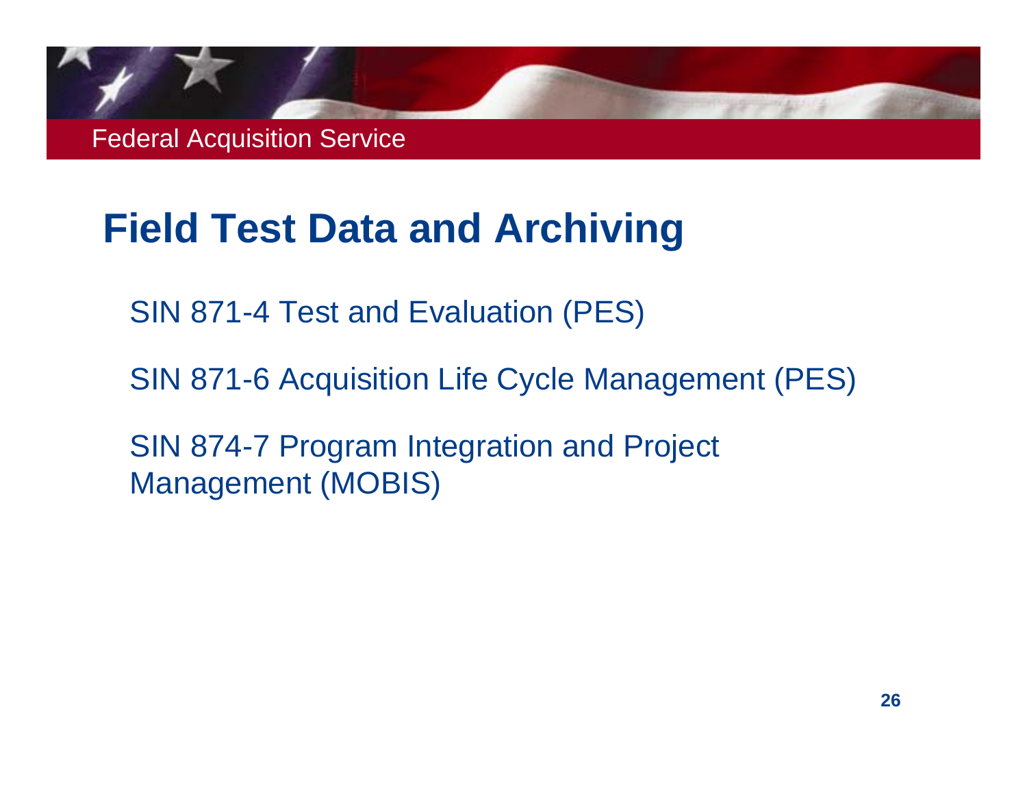# Field Test Data and Archiving

SIN 871-4 Test and Evaluation (PES)

SIN 871-6 Acquisition Life Cycle Management (PES)

SIN 874-7 Program Integration and Project Management (MOBIS)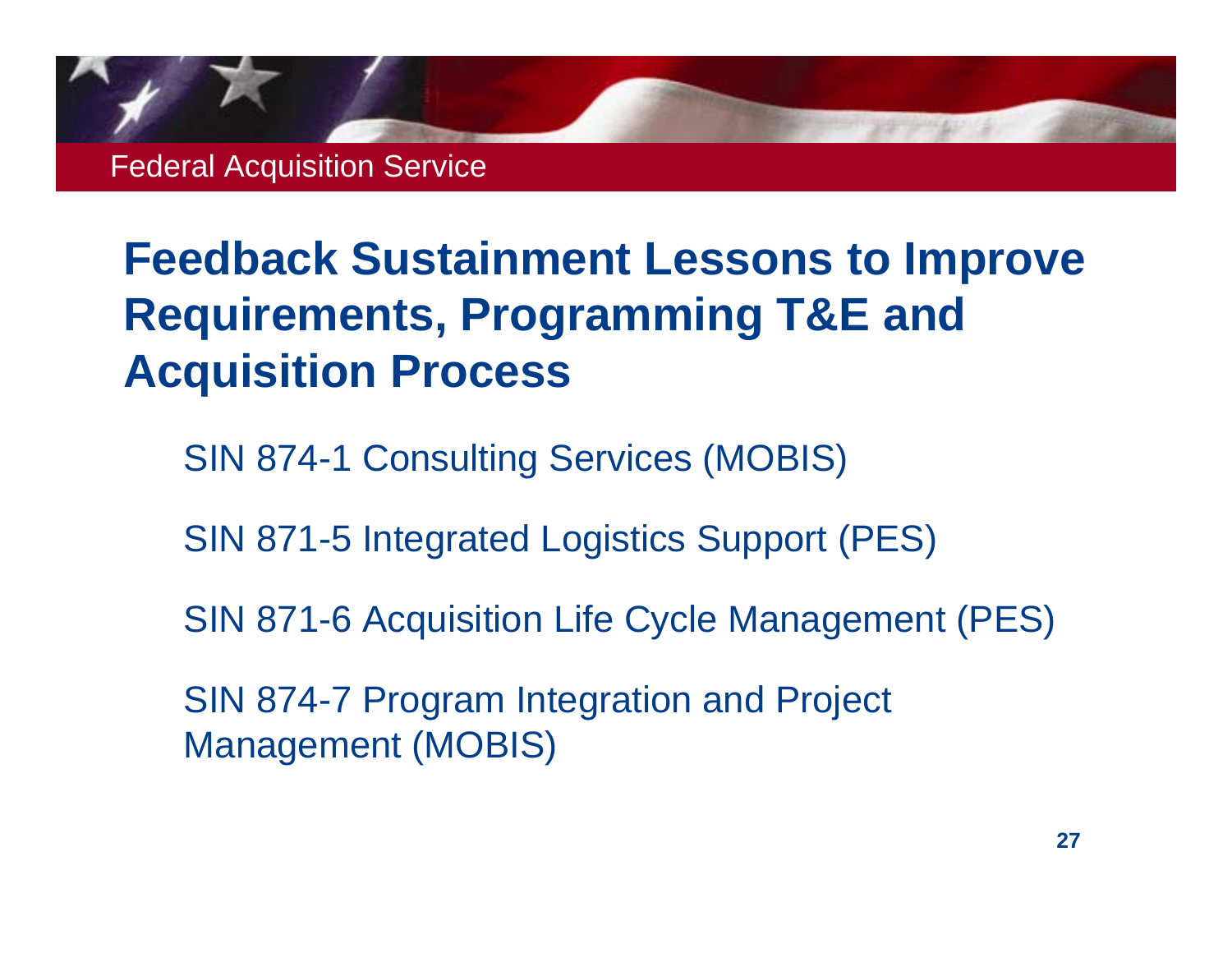# Feedback Sustainment Lessons to Improve Requirements, Programming T&E and Acquisition Process

SIN 874-1 Consulting Services (MOBIS)

SIN 871-5 Integrated Logistics Support (PES)

SIN 871-6 Acquisition Life Cycle Management (PES)

SIN 874-7 Program Integration and Project Management (MOBIS)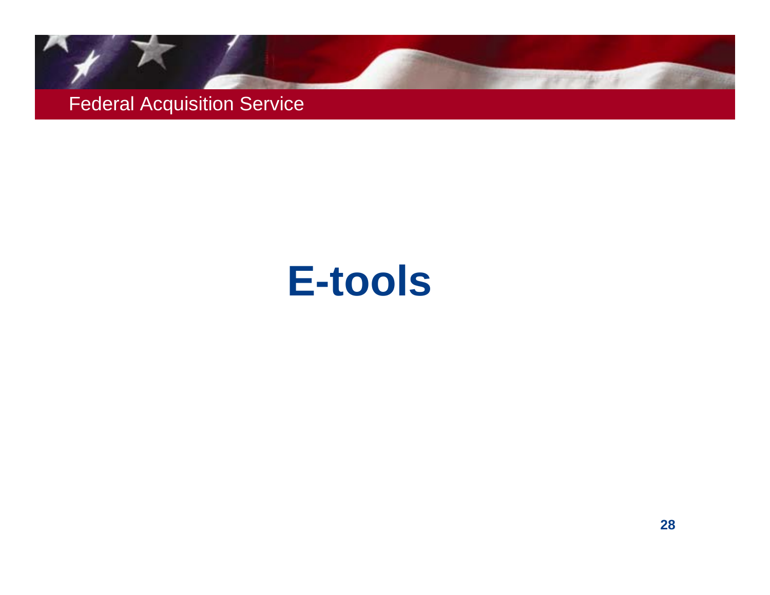# E-tools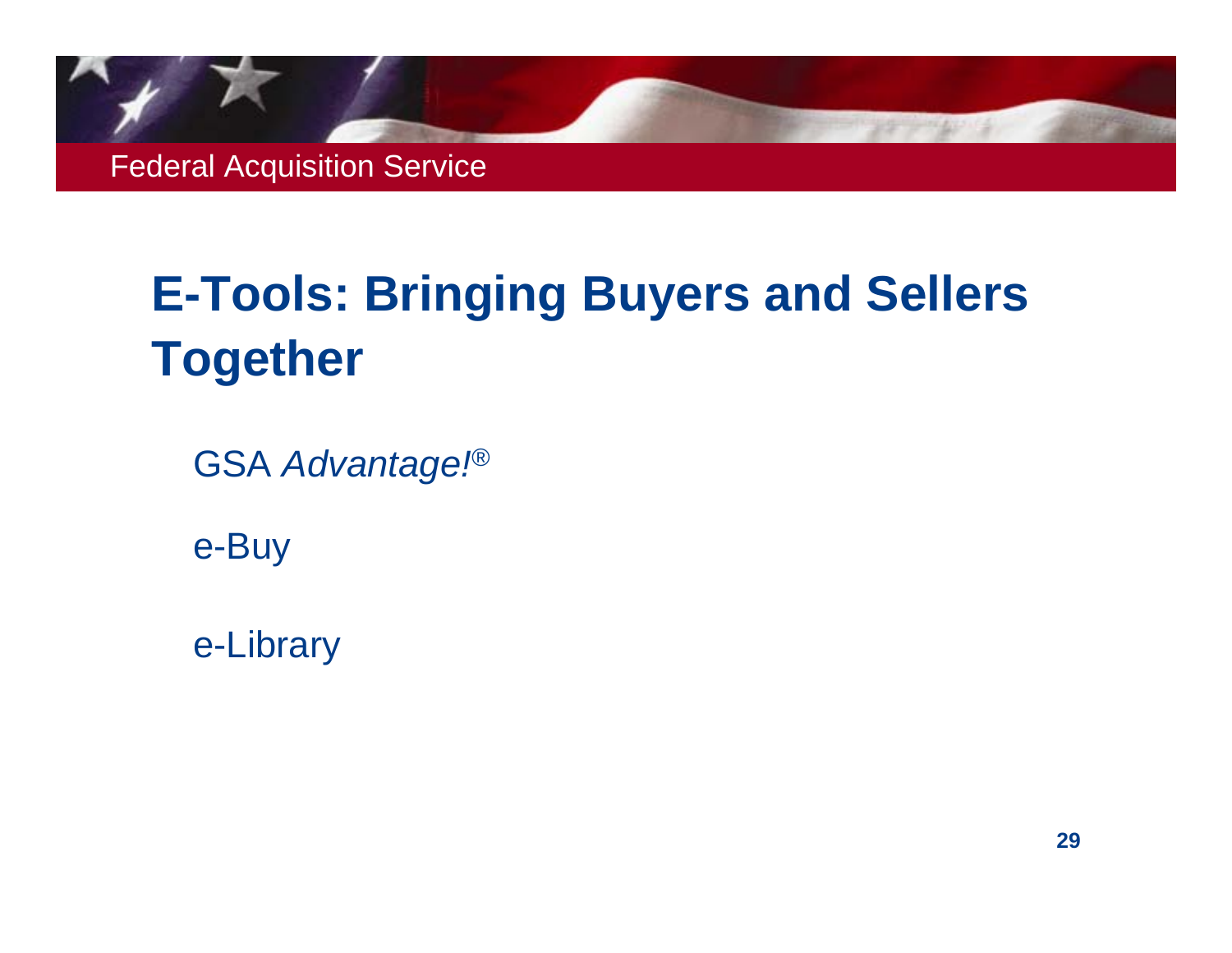# E-Tools: Bringing Buyers and Sellers Together

GSA *Advantage!*®

e-Buy

e-Library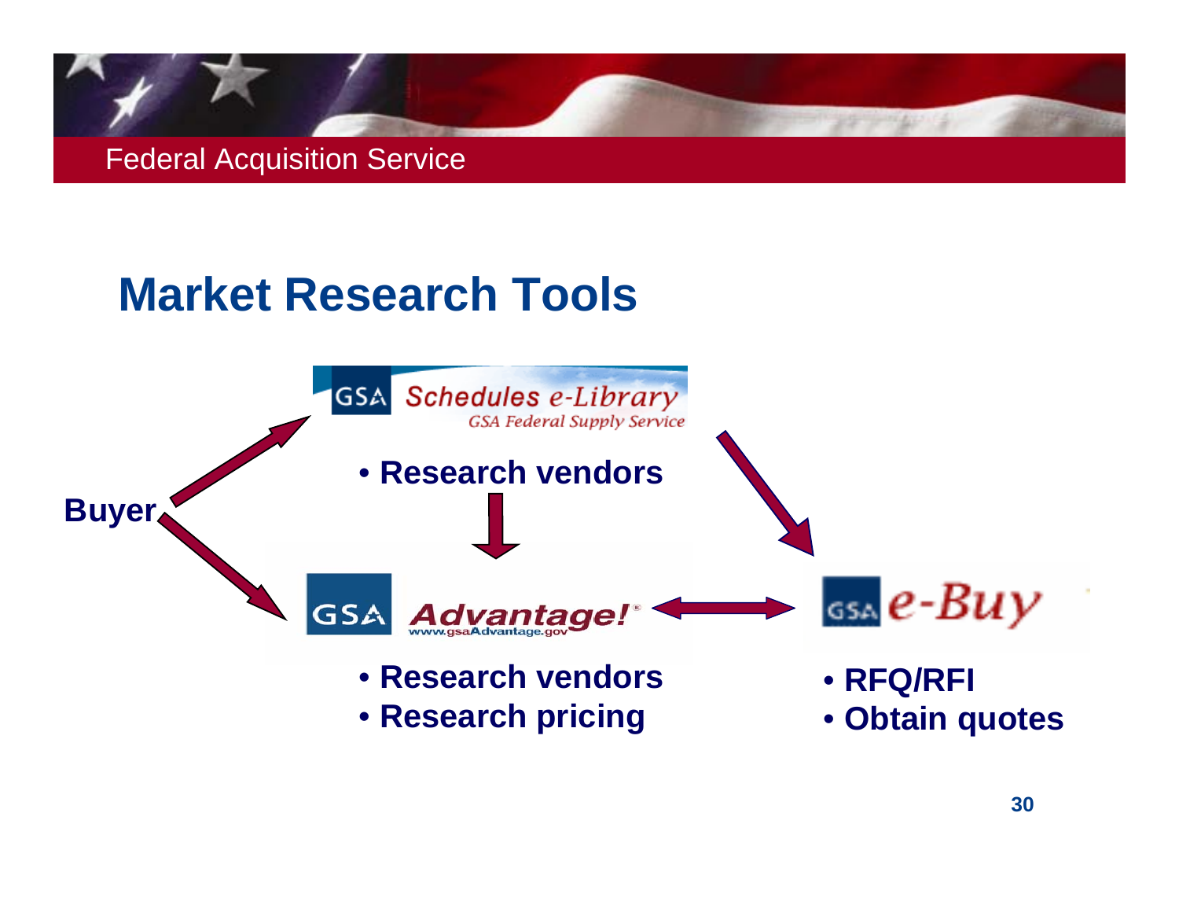# Market Research Tools

Buyer

**GSA Schedules e-Library**
*GSA Federal Supply Service*

- **Research vendors**

**GSA Advantage!**
www.gsaAdvantage.gov

- **Research vendors**
- **Research pricing**

**GSA e-Buy**

- **RFQ/RFI**
- **Obtain quotes**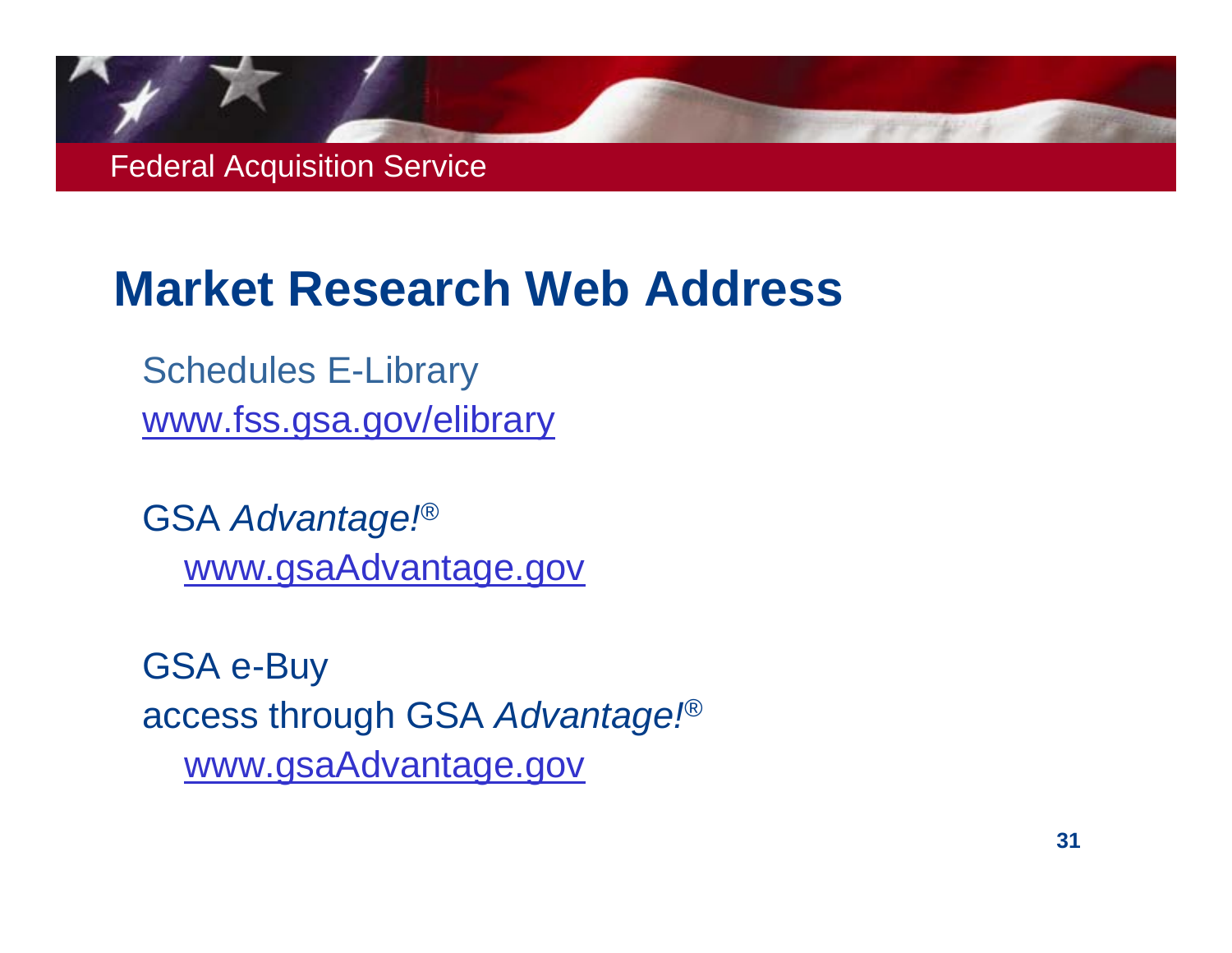# Market Research Web Address

Schedules E-Library
www.fss.gsa.gov/elibrary

GSA *Advantage!*®
www.gsaAdvantage.gov

GSA e-Buy
access through GSA *Advantage!*®
www.gsaAdvantage.gov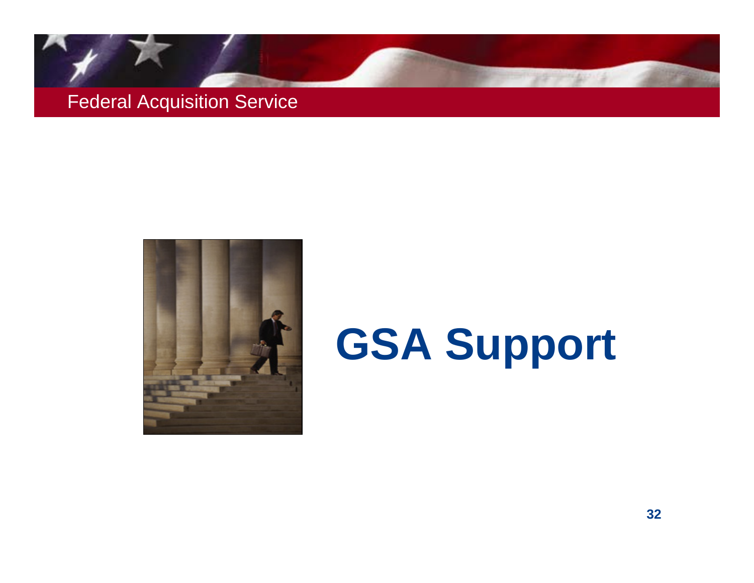# GSA Support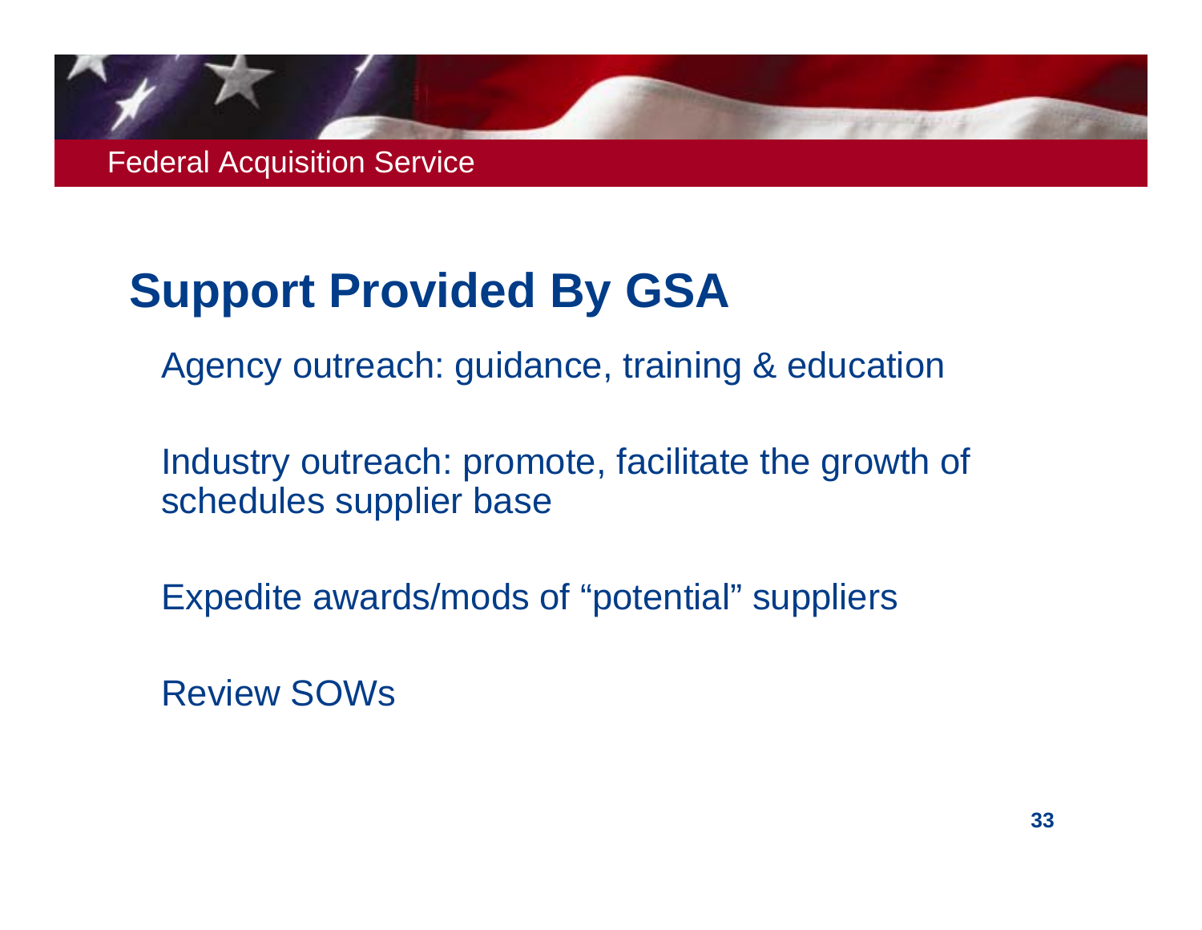## Support Provided By GSA

Agency outreach: guidance, training & education

Industry outreach: promote, facilitate the growth of schedules supplier base

Expedite awards/mods of “potential” suppliers

Review SOWs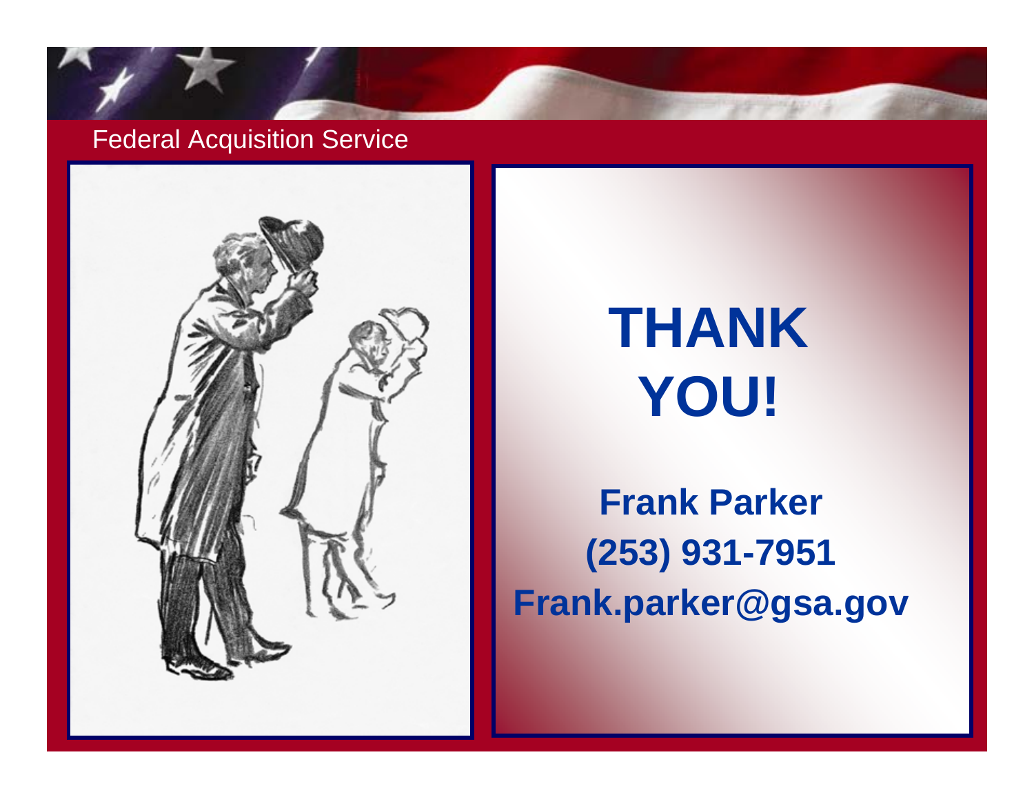Federal Acquisition Service

# THANK YOU!

**Frank Parker**
**(253) 931-7951**
**Frank.parker@gsa.gov**